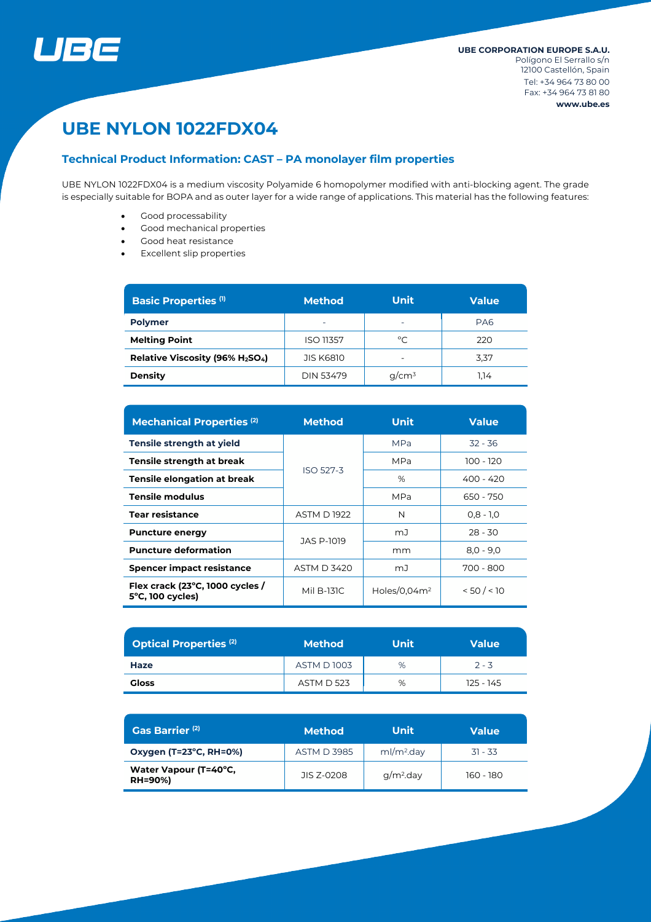UBE

**UBE CORPORATION EUROPE S.A.U.**
Polígono El Serrallo s/n
12100 Castellón, Spain
Tel: +34 964 73 80 00
Fax: +34 964 73 81 80
**www.ube.es**

# UBE NYLON 1022FDX04

## Technical Product Information: CAST – PA monolayer film properties

UBE NYLON 1022FDX04 is a medium viscosity Polyamide 6 homopolymer modified with anti-blocking agent. The grade is especially suitable for BOPA and as outer layer for a wide range of applications. This material has the following features:

- Good processability
- Good mechanical properties
- Good heat resistance
- Excellent slip properties

| Basic Properties (1) | Method | Unit | Value |
|---|---|---|---|
| **Polymer** | - | - | PA6 |
| **Melting Point** | ISO 11357 | °C | 220 |
| **Relative Viscosity (96% $H_2SO_4$)** | JIS K6810 | - | 3,37 |
| **Density** | DIN 53479 | $g/cm^3$ | 1,14 |

| Mechanical Properties (2) | Method | Unit | Value |
|---|---|---|---|
| **Tensile strength at yield** | ISO 527-3 | MPa | 32 - 36 |
| **Tensile strength at break** | ISO 527-3 | MPa | 100 - 120 |
| **Tensile elongation at break** | ISO 527-3 | % | 400 - 420 |
| **Tensile modulus** | ISO 527-3 | MPa | 650 - 750 |
| **Tear resistance** | ASTM D 1922 | N | 0,8 - 1,0 |
| **Puncture energy** | JAS P-1019 | mJ | 28 - 30 |
| **Puncture deformation** | JAS P-1019 | mm | 8,0 - 9,0 |
| **Spencer impact resistance** | ASTM D 3420 | mJ | 700 - 800 |
| **Flex crack (23°C, 1000 cycles / 5°C, 100 cycles)** | Mil B-131C | Holes/0,04$m^2$ | < 50 / < 10 |

| Optical Properties (2) | Method | Unit | Value |
|---|---|---|---|
| **Haze** | ASTM D 1003 | % | 2 - 3 |
| **Gloss** | ASTM D 523 | % | 125 - 145 |

| Gas Barrier (2) | Method | Unit | Value |
|---|---|---|---|
| **Oxygen (T=23°C, RH=0%)** | ASTM D 3985 | ml/$m^2$.day | 31 - 33 |
| **Water Vapour (T=40°C, RH=90%)** | JIS Z-0208 | g/$m^2$.day | 160 - 180 |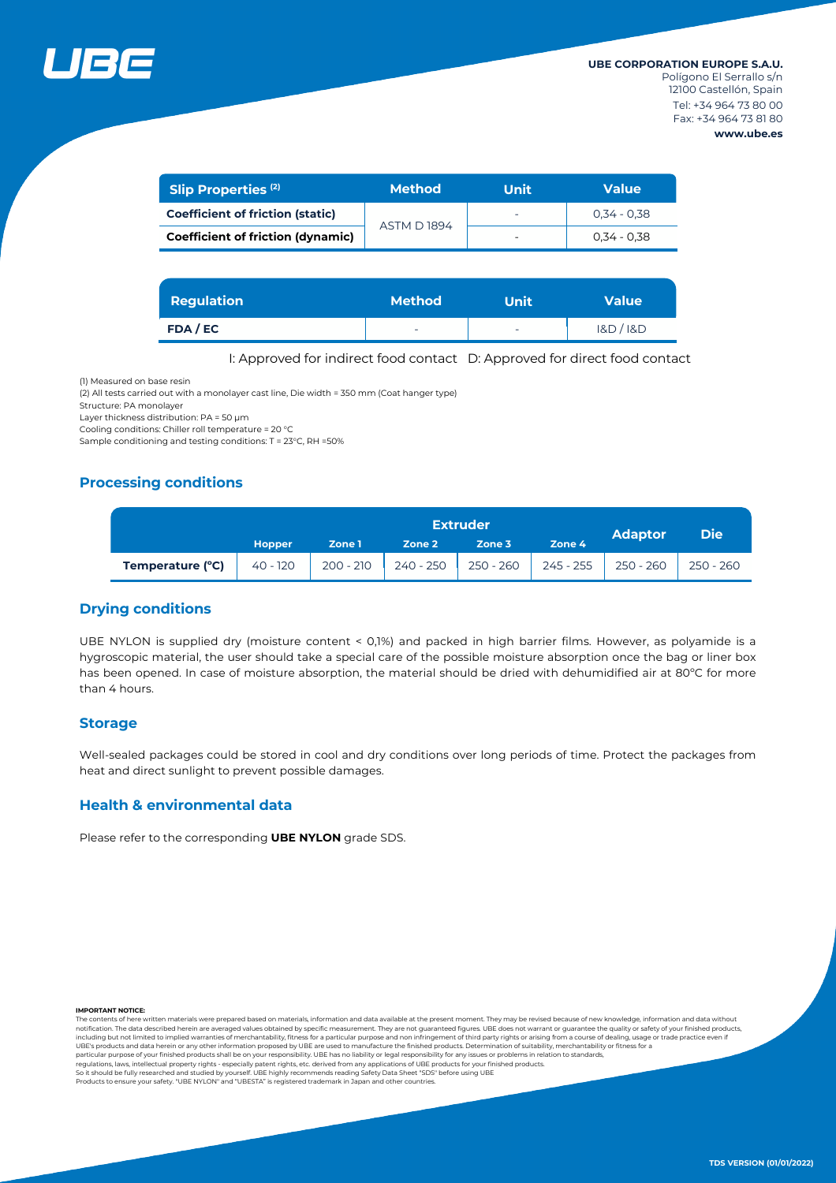**UBE CORPORATION EUROPE S.A.U.**
Polígono El Serrallo s/n
12100 Castellón, Spain
Tel: +34 964 73 80 00
Fax: +34 964 73 81 80
**www.ube.es**

| Slip Properties [2] | Method | Unit | Value |
|---|---|---|---|
| **Coefficient of friction (static)** | ASTM D 1894 | - | 0,34 - 0,38 |
| **Coefficient of friction (dynamic)** | | - | 0,34 - 0,38 |

| Regulation | Method | Unit | Value |
|---|---|---|---|
| **FDA / EC** | - | - | I&D / I&D |

I: Approved for indirect food contact D: Approved for direct food contact

(1) Measured on base resin
(2) All tests carried out with a monolayer cast line, Die width = 350 mm (Coat hanger type)
Structure: PA monolayer
Layer thickness distribution: PA = 50 µm
Cooling conditions: Chiller roll temperature = 20 °C
Sample conditioning and testing conditions: T = 23°C, RH =50%

## Processing conditions

| | Extruder | | | | | Adaptor | Die |
|---|---|---|---|---|---|---|---|
| | Hopper | Zone 1 | Zone 2 | Zone 3 | Zone 4 | | |
| **Temperature (°C)** | 40 - 120 | 200 - 210 | 240 - 250 | 250 - 260 | 245 - 255 | 250 - 260 | 250 - 260 |

## Drying conditions

UBE NYLON is supplied dry (moisture content < 0,1%) and packed in high barrier films. However, as polyamide is a hygroscopic material, the user should take a special care of the possible moisture absorption once the bag or liner box has been opened. In case of moisture absorption, the material should be dried with dehumidified air at 80°C for more than 4 hours.

## Storage

Well-sealed packages could be stored in cool and dry conditions over long periods of time. Protect the packages from heat and direct sunlight to prevent possible damages.

## Health & environmental data

Please refer to the corresponding **UBE NYLON** grade SDS.

**IMPORTANT NOTICE:**
The contents of here written materials were prepared based on materials, information and data available at the present moment. They may be revised because of new knowledge, information and data without notification. The data described herein are averaged values obtained by specific measurement. They are not guaranteed figures. UBE does not warrant or guarantee the quality or safety of your finished products, including but not limited to implied warranties of merchantability, fitness for a particular purpose and non infringement of third party rights or arising from a course of dealing, usage or trade practice even if UBE's products and data herein or any other information proposed by UBE are used to manufacture the finished products. Determination of suitability, merchantability or fitness for a particular purpose of your finished products shall be on your responsibility. UBE has no liability or legal responsibility for any issues or problems in relation to standards, regulations, laws, intellectual property rights - especially patent rights, etc. derived from any applications of UBE products for your finished products.
So it should be fully researched and studied by yourself. UBE highly recommends reading Safety Data Sheet "SDS" before using UBE Products to ensure your safety. "UBE NYLON" and "UBESTA" is registered trademark in Japan and other countries.

TDS VERSION (01/01/2022)